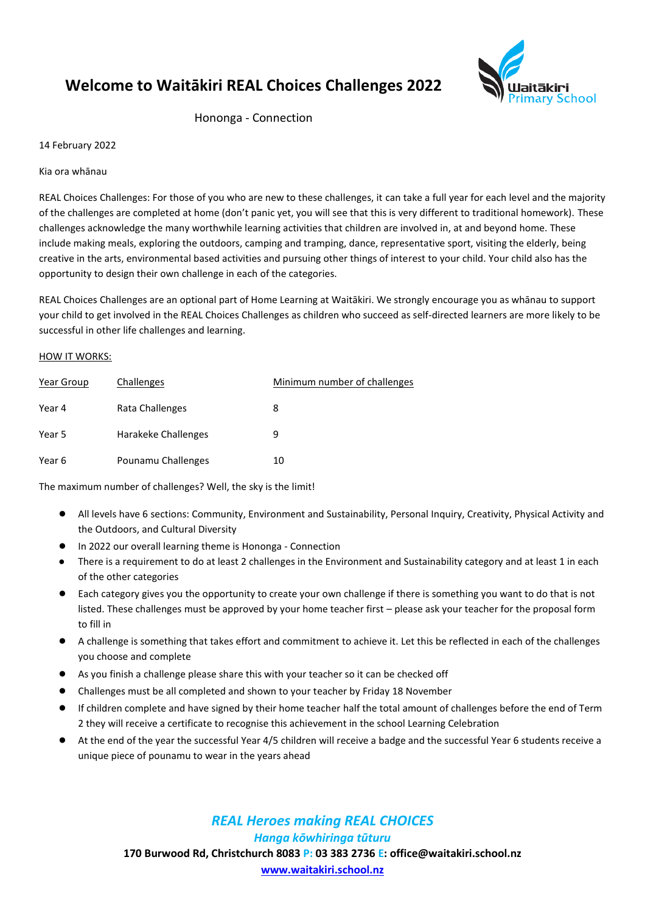# Welcome to Waitākiri REAL Choices Challenges 2022

Hononga - Connection

14 February 2022

Kia ora whānau

REAL Choices Challenges: For those of you who are new to these challenges, it can take a full year for each level and the majority of the challenges are completed at home (don't panic yet, you will see that this is very different to traditional homework). These challenges acknowledge the many worthwhile learning activities that children are involved in, at and beyond home. These include making meals, exploring the outdoors, camping and tramping, dance, representative sport, visiting the elderly, being creative in the arts, environmental based activities and pursuing other things of interest to your child. Your child also has the opportunity to design their own challenge in each of the categories.

REAL Choices Challenges are an optional part of Home Learning at Waitākiri. We strongly encourage you as whānau to support your child to get involved in the REAL Choices Challenges as children who succeed as self-directed learners are more likely to be successful in other life challenges and learning.

HOW IT WORKS:

| Year Group | Challenges | Minimum number of challenges |
|---|---|---|
| Year 4 | Rata Challenges | 8 |
| Year 5 | Harakeke Challenges | 9 |
| Year 6 | Pounamu Challenges | 10 |

The maximum number of challenges? Well, the sky is the limit!

- All levels have 6 sections: Community, Environment and Sustainability, Personal Inquiry, Creativity, Physical Activity and the Outdoors, and Cultural Diversity
- In 2022 our overall learning theme is Hononga - Connection
- There is a requirement to do at least 2 challenges in the Environment and Sustainability category and at least 1 in each of the other categories
- Each category gives you the opportunity to create your own challenge if there is something you want to do that is not listed. These challenges must be approved by your home teacher first – please ask your teacher for the proposal form to fill in
- A challenge is something that takes effort and commitment to achieve it. Let this be reflected in each of the challenges you choose and complete
- As you finish a challenge please share this with your teacher so it can be checked off
- Challenges must be all completed and shown to your teacher by Friday 18 November
- If children complete and have signed by their home teacher half the total amount of challenges before the end of Term 2 they will receive a certificate to recognise this achievement in the school Learning Celebration
- At the end of the year the successful Year 4/5 children will receive a badge and the successful Year 6 students receive a unique piece of pounamu to wear in the years ahead

***REAL Heroes making REAL CHOICES***

***Hanga kōwhiringa tūturu***

**170 Burwood Rd, Christchurch 8083 P: 03 383 2736 E: office@waitakiri.school.nz**

**www.waitakiri.school.nz**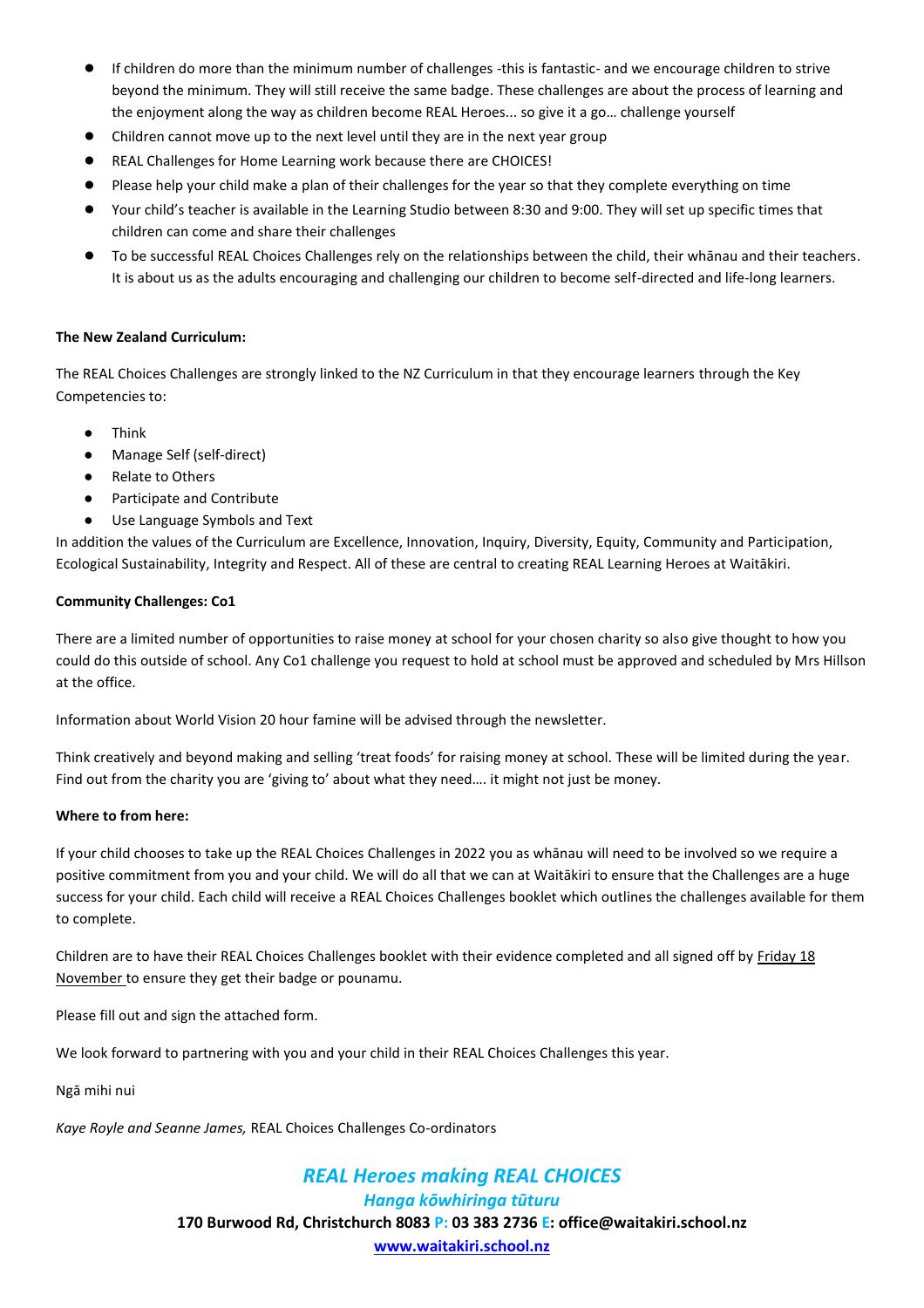- If children do more than the minimum number of challenges -this is fantastic- and we encourage children to strive beyond the minimum. They will still receive the same badge. These challenges are about the process of learning and the enjoyment along the way as children become REAL Heroes... so give it a go… challenge yourself
- Children cannot move up to the next level until they are in the next year group
- REAL Challenges for Home Learning work because there are CHOICES!
- Please help your child make a plan of their challenges for the year so that they complete everything on time
- Your child's teacher is available in the Learning Studio between 8:30 and 9:00. They will set up specific times that children can come and share their challenges
- To be successful REAL Choices Challenges rely on the relationships between the child, their whānau and their teachers. It is about us as the adults encouraging and challenging our children to become self-directed and life-long learners.

**The New Zealand Curriculum:**

The REAL Choices Challenges are strongly linked to the NZ Curriculum in that they encourage learners through the Key Competencies to:

- Think
- Manage Self (self-direct)
- Relate to Others
- Participate and Contribute
- Use Language Symbols and Text

In addition the values of the Curriculum are Excellence, Innovation, Inquiry, Diversity, Equity, Community and Participation, Ecological Sustainability, Integrity and Respect. All of these are central to creating REAL Learning Heroes at Waitākiri.

**Community Challenges: Co1**

There are a limited number of opportunities to raise money at school for your chosen charity so also give thought to how you could do this outside of school. Any Co1 challenge you request to hold at school must be approved and scheduled by Mrs Hillson at the office.

Information about World Vision 20 hour famine will be advised through the newsletter.

Think creatively and beyond making and selling 'treat foods' for raising money at school. These will be limited during the year. Find out from the charity you are 'giving to' about what they need…. it might not just be money.

**Where to from here:**

If your child chooses to take up the REAL Choices Challenges in 2022 you as whānau will need to be involved so we require a positive commitment from you and your child. We will do all that we can at Waitākiri to ensure that the Challenges are a huge success for your child. Each child will receive a REAL Choices Challenges booklet which outlines the challenges available for them to complete.

Children are to have their REAL Choices Challenges booklet with their evidence completed and all signed off by Friday 18 November to ensure they get their badge or pounamu.

Please fill out and sign the attached form.

We look forward to partnering with you and your child in their REAL Choices Challenges this year.

Ngā mihi nui

*Kaye Royle and Seanne James,* REAL Choices Challenges Co-ordinators

***REAL Heroes making REAL CHOICES***

***Hanga kōwhiringa tūturu***

**170 Burwood Rd, Christchurch 8083 P: 03 383 2736 E: office@waitakiri.school.nz**

**www.waitakiri.school.nz**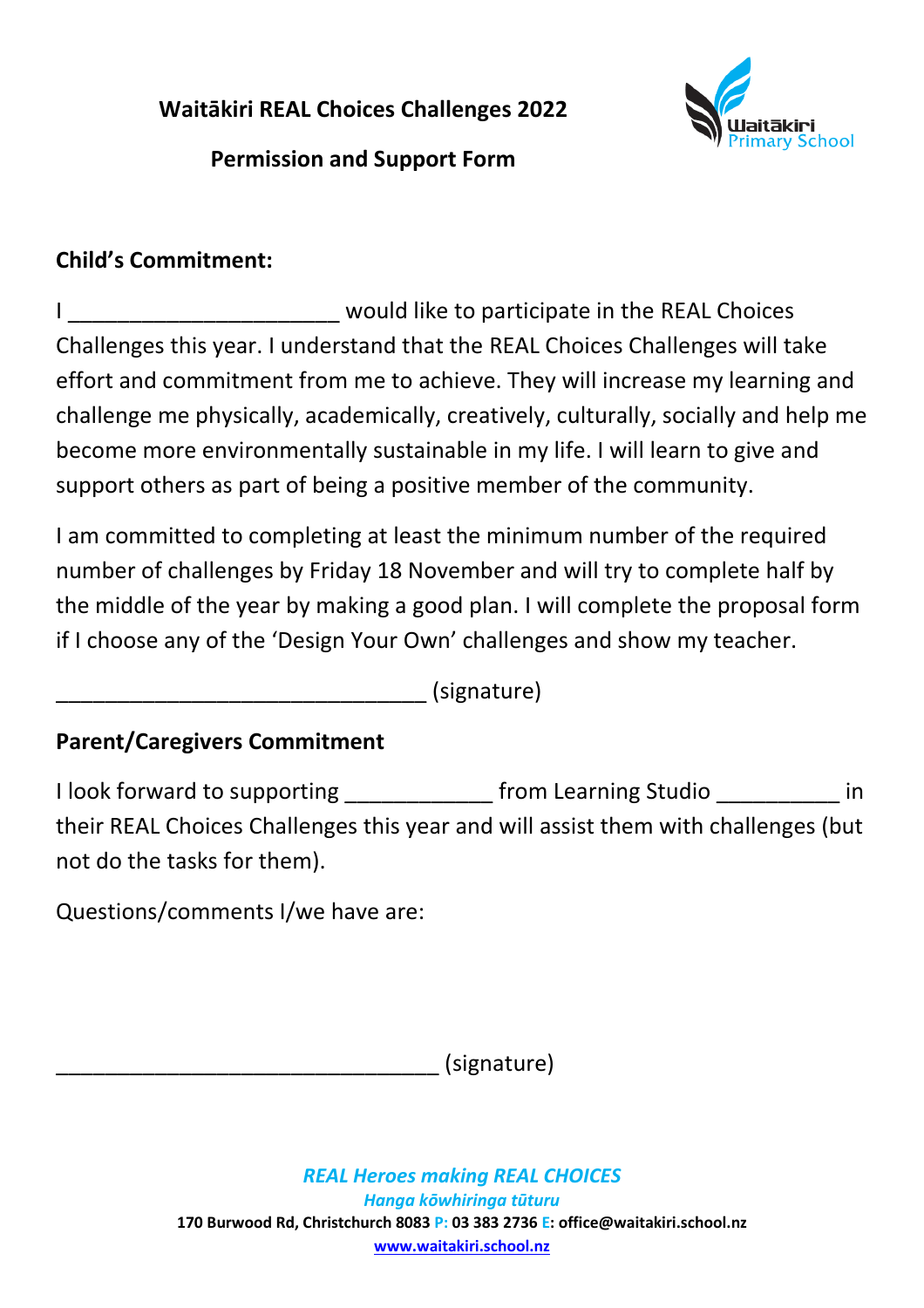**Waitākiri REAL Choices Challenges 2022**

**Permission and Support Form**

Waitākiri Primary School

## Child's Commitment:

I ______________________ would like to participate in the REAL Choices Challenges this year. I understand that the REAL Choices Challenges will take effort and commitment from me to achieve. They will increase my learning and challenge me physically, academically, creatively, culturally, socially and help me become more environmentally sustainable in my life. I will learn to give and support others as part of being a positive member of the community.

I am committed to completing at least the minimum number of the required number of challenges by Friday 18 November and will try to complete half by the middle of the year by making a good plan. I will complete the proposal form if I choose any of the 'Design Your Own' challenges and show my teacher.

______________________________ (signature)

## Parent/Caregivers Commitment

I look forward to supporting ____________ from Learning Studio __________ in their REAL Choices Challenges this year and will assist them with challenges (but not do the tasks for them).

Questions/comments I/we have are:

_______________________________ (signature)

*REAL Heroes making REAL CHOICES*

*Hanga kōwhiringa tūturu*

**170 Burwood Rd, Christchurch 8083 P: 03 383 2736 E: office@waitakiri.school.nz**

**www.waitakiri.school.nz**